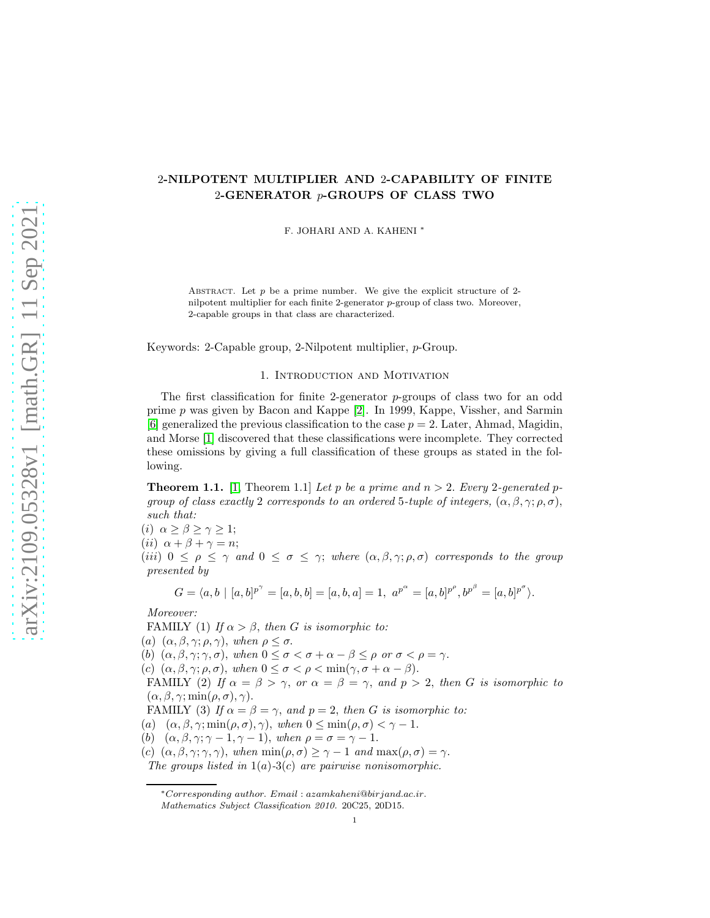# 2-NILPOTENT MULTIPLIER AND 2-CAPABILITY OF FINITE 2-GENERATOR $p$-GROUPS OF CLASS TWO

F. JOHARI AND A. KAHENI *

ABSTRACT. Let $p$ be a prime number. We give the explicit structure of 2-nilpotent multiplier for each finite 2-generator $p$-group of class two. Moreover, 2-capable groups in that class are characterized.

Keywords: 2-Capable group, 2-Nilpotent multiplier, $p$-Group.

## 1. Introduction and Motivation

The first classification for finite 2-generator $p$-groups of class two for an odd prime $p$ was given by Bacon and Kappe [2]. In 1999, Kappe, Vissher, and Sarmin [6] generalized the previous classification to the case $p = 2$. Later, Ahmad, Magidin, and Morse [1] discovered that these classifications were incomplete. They corrected these omissions by giving a full classification of these groups as stated in the following.

**Theorem 1.1.** [1, Theorem 1.1] *Let $p$ be a prime and $n > 2$. Every 2-generated $p$-group of class exactly 2 corresponds to an ordered 5-tuple of integers, $(\alpha, \beta, \gamma; \rho, \sigma)$, such that:*

*(i)* $\alpha \geq \beta \geq \gamma \geq 1$;
*(ii)* $\alpha + \beta + \gamma = n$;
*(iii)* $0 \leq \rho \leq \gamma$ *and* $0 \leq \sigma \leq \gamma$; *where* $(\alpha, \beta, \gamma; \rho, \sigma)$ *corresponds to the group presented by*

$$G = \langle a, b \mid [a, b]^{p^\gamma} = [a, b, b] = [a, b, a] = 1,\ a^{p^\alpha} = [a, b]^{p^\rho}, b^{p^\beta} = [a, b]^{p^\sigma} \rangle.$$

*Moreover:*

FAMILY (1) *If $\alpha > \beta$, then $G$ is isomorphic to:*
*(a)* $(\alpha, \beta, \gamma; \rho, \gamma)$, *when* $\rho \leq \sigma$.
*(b)* $(\alpha, \beta, \gamma; \gamma, \sigma)$, *when* $0 \leq \sigma < \sigma + \alpha - \beta \leq \rho$ *or* $\sigma < \rho = \gamma$.
*(c)* $(\alpha, \beta, \gamma; \rho, \sigma)$, *when* $0 \leq \sigma < \rho < \min(\gamma, \sigma + \alpha - \beta)$.

FAMILY (2) *If $\alpha = \beta > \gamma$, or $\alpha = \beta = \gamma$, and $p > 2$, then $G$ is isomorphic to* $(\alpha, \beta, \gamma; \min(\rho, \sigma), \gamma)$.

FAMILY (3) *If $\alpha = \beta = \gamma$, and $p = 2$, then $G$ is isomorphic to:*
*(a)* $(\alpha, \beta, \gamma; \min(\rho, \sigma), \gamma)$, *when* $0 \leq \min(\rho, \sigma) < \gamma - 1$.
*(b)* $(\alpha, \beta, \gamma; \gamma - 1, \gamma - 1)$, *when* $\rho = \sigma = \gamma - 1$.
*(c)* $(\alpha, \beta, \gamma; \gamma, \gamma)$, *when* $\min(\rho, \sigma) \geq \gamma - 1$ *and* $\max(\rho, \sigma) = \gamma$.

*The groups listed in 1(a)-3(c) are pairwise nonisomorphic.*

---

*Corresponding author. Email : azamkaheni@birjand.ac.ir.
Mathematics Subject Classification 2010. 20C25, 20D15.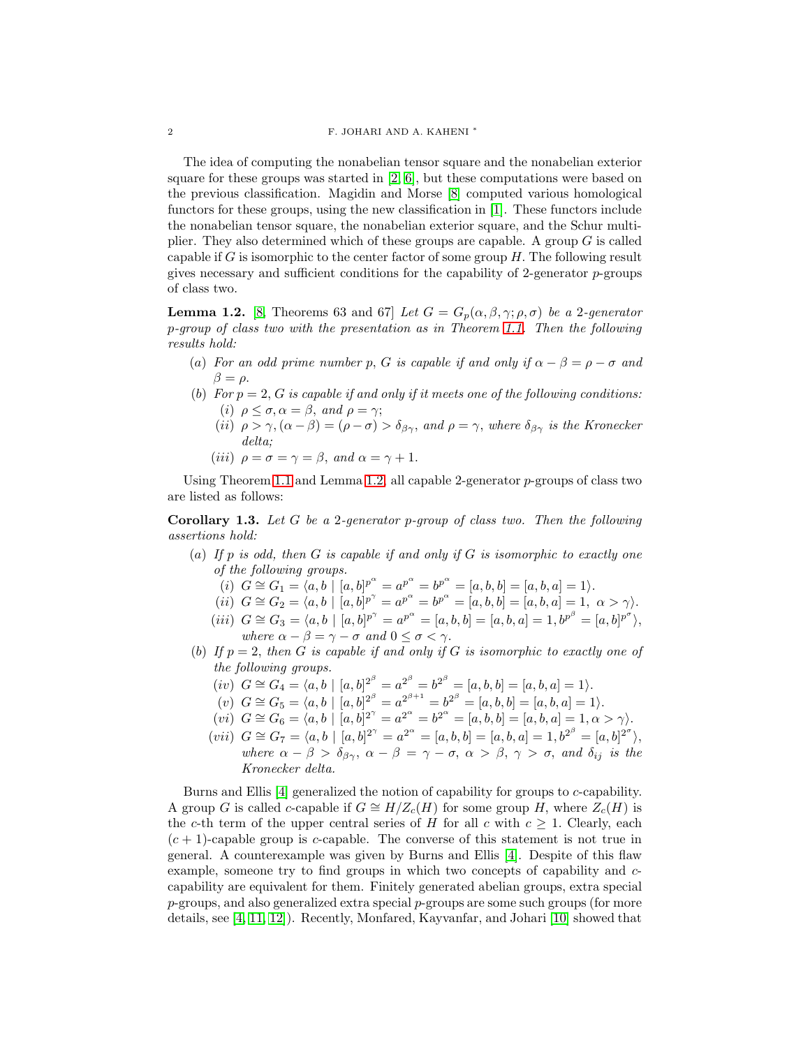The idea of computing the nonabelian tensor square and the nonabelian exterior square for these groups was started in [2, 6], but these computations were based on the previous classification. Magidin and Morse [8] computed various homological functors for these groups, using the new classification in [1]. These functors include the nonabelian tensor square, the nonabelian exterior square, and the Schur multiplier. They also determined which of these groups are capable. A group $G$ is called capable if $G$ is isomorphic to the center factor of some group $H$. The following result gives necessary and sufficient conditions for the capability of 2-generator $p$-groups of class two.

**Lemma 1.2.** [8, Theorems 63 and 67] *Let $G = G_p(\alpha, \beta, \gamma; \rho, \sigma)$ be a 2-generator $p$-group of class two with the presentation as in Theorem 1.1. Then the following results hold:*

- $(a)$ *For an odd prime number $p$, $G$ is capable if and only if $\alpha - \beta = \rho - \sigma$ and $\beta = \rho$.*
- $(b)$ *For $p = 2$, $G$ is capable if and only if it meets one of the following conditions:*
  - $(i)$ *$\rho \leq \sigma, \alpha = \beta$, and $\rho = \gamma$;*
  - $(ii)$ *$\rho > \gamma, (\alpha - \beta) = (\rho - \sigma) > \delta_{\beta\gamma}$, and $\rho = \gamma$, where $\delta_{\beta\gamma}$ is the Kronecker delta;*
  - $(iii)$ *$\rho = \sigma = \gamma = \beta$, and $\alpha = \gamma + 1$.*

Using Theorem 1.1 and Lemma 1.2, all capable 2-generator $p$-groups of class two are listed as follows:

**Corollary 1.3.** *Let $G$ be a 2-generator $p$-group of class two. Then the following assertions hold:*

- $(a)$ *If $p$ is odd, then $G$ is capable if and only if $G$ is isomorphic to exactly one of the following groups.*
  - $(i)$ $G \cong G_1 = \langle a, b \mid [a,b]^{p^\alpha} = a^{p^\alpha} = b^{p^\alpha} = [a,b,b] = [a,b,a] = 1 \rangle$.
  - $(ii)$ $G \cong G_2 = \langle a, b \mid [a,b]^{p^\gamma} = a^{p^\alpha} = b^{p^\alpha} = [a,b,b] = [a,b,a] = 1, \ \alpha > \gamma \rangle$.
  - $(iii)$ $G \cong G_3 = \langle a, b \mid [a,b]^{p^\gamma} = a^{p^\alpha} = [a,b,b] = [a,b,a] = 1, b^{p^\beta} = [a,b]^{p^\sigma} \rangle$, *where $\alpha - \beta = \gamma - \sigma$ and $0 \leq \sigma < \gamma$.*
- $(b)$ *If $p = 2$, then $G$ is capable if and only if $G$ is isomorphic to exactly one of the following groups.*
  - $(iv)$ $G \cong G_4 = \langle a, b \mid [a,b]^{2^\beta} = a^{2^\beta} = b^{2^\beta} = [a,b,b] = [a,b,a] = 1 \rangle$.
  - $(v)$ $G \cong G_5 = \langle a, b \mid [a,b]^{2^\beta} = a^{2^{\beta+1}} = b^{2^\beta} = [a,b,b] = [a,b,a] = 1 \rangle$.
  - $(vi)$ $G \cong G_6 = \langle a, b \mid [a,b]^{2^\gamma} = a^{2^\alpha} = b^{2^\alpha} = [a,b,b] = [a,b,a] = 1, \alpha > \gamma \rangle$.
  - $(vii)$ $G \cong G_7 = \langle a, b \mid [a,b]^{2^\gamma} = a^{2^\alpha} = [a,b,b] = [a,b,a] = 1, b^{2^\beta} = [a,b]^{2^\sigma} \rangle$, *where $\alpha - \beta > \delta_{\beta\gamma}$, $\alpha - \beta = \gamma - \sigma$, $\alpha > \beta$, $\gamma > \sigma$, and $\delta_{ij}$ is the Kronecker delta.*

Burns and Ellis [4] generalized the notion of capability for groups to $c$-capability. A group $G$ is called $c$-capable if $G \cong H/Z_c(H)$ for some group $H$, where $Z_c(H)$ is the $c$-th term of the upper central series of $H$ for all $c$ with $c \geq 1$. Clearly, each $(c+1)$-capable group is $c$-capable. The converse of this statement is not true in general. A counterexample was given by Burns and Ellis [4]. Despite of this flaw example, someone try to find groups in which two concepts of capability and $c$-capability are equivalent for them. Finitely generated abelian groups, extra special $p$-groups, and also generalized extra special $p$-groups are some such groups (for more details, see [4, 11, 12]). Recently, Monfared, Kayvanfar, and Johari [10] showed that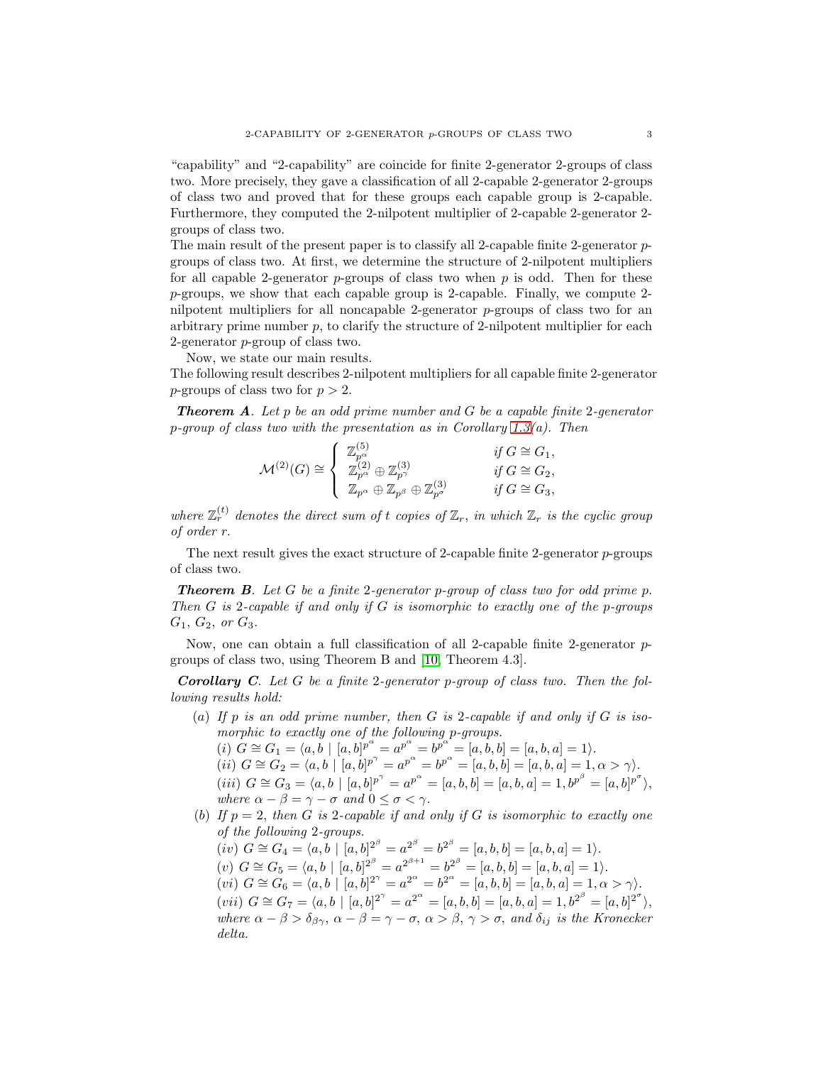"capability" and "2-capability" are coincide for finite 2-generator 2-groups of class two. More precisely, they gave a classification of all 2-capable 2-generator 2-groups of class two and proved that for these groups each capable group is 2-capable. Furthermore, they computed the 2-nilpotent multiplier of 2-capable 2-generator 2-groups of class two.

The main result of the present paper is to classify all 2-capable finite 2-generator $p$-groups of class two. At first, we determine the structure of 2-nilpotent multipliers for all capable 2-generator $p$-groups of class two when $p$ is odd. Then for these $p$-groups, we show that each capable group is 2-capable. Finally, we compute 2-nilpotent multipliers for all noncapable 2-generator $p$-groups of class two for an arbitrary prime number $p$, to clarify the structure of 2-nilpotent multiplier for each 2-generator $p$-group of class two.

Now, we state our main results.

The following result describes 2-nilpotent multipliers for all capable finite 2-generator $p$-groups of class two for $p > 2$.

***Theorem A***. *Let $p$ be an odd prime number and $G$ be a capable finite 2-generator $p$-group of class two with the presentation as in Corollary 1.3(a). Then*

$$\mathcal{M}^{(2)}(G) \cong \begin{cases} \mathbb{Z}_{p^\alpha}^{(5)} & \text{if } G \cong G_1, \\ \mathbb{Z}_{p^\alpha}^{(2)} \oplus \mathbb{Z}_{p^\gamma}^{(3)} & \text{if } G \cong G_2, \\ \mathbb{Z}_{p^\alpha} \oplus \mathbb{Z}_{p^\beta} \oplus \mathbb{Z}_{p^\sigma}^{(3)} & \text{if } G \cong G_3, \end{cases}$$

*where $\mathbb{Z}_r^{(t)}$ denotes the direct sum of $t$ copies of $\mathbb{Z}_r$, in which $\mathbb{Z}_r$ is the cyclic group of order $r$.*

The next result gives the exact structure of 2-capable finite 2-generator $p$-groups of class two.

***Theorem B***. *Let $G$ be a finite 2-generator $p$-group of class two for odd prime $p$. Then $G$ is 2-capable if and only if $G$ is isomorphic to exactly one of the $p$-groups $G_1$, $G_2$, or $G_3$.*

Now, one can obtain a full classification of all 2-capable finite 2-generator $p$-groups of class two, using Theorem B and [10, Theorem 4.3].

***Corollary C***. *Let $G$ be a finite 2-generator $p$-group of class two. Then the following results hold:*

- $(a)$ *If $p$ is an odd prime number, then $G$ is 2-capable if and only if $G$ is isomorphic to exactly one of the following $p$-groups.*
  $(i)$ $G \cong G_1 = \langle a, b \mid [a,b]^{p^\alpha} = a^{p^\alpha} = b^{p^\alpha} = [a,b,b] = [a,b,a] = 1\rangle$.
  $(ii)$ $G \cong G_2 = \langle a, b \mid [a,b]^{p^\gamma} = a^{p^\alpha} = b^{p^\alpha} = [a,b,b] = [a,b,a] = 1, \alpha > \gamma\rangle$.
  $(iii)$ $G \cong G_3 = \langle a, b \mid [a,b]^{p^\gamma} = a^{p^\alpha} = [a,b,b] = [a,b,a] = 1, b^{p^\beta} = [a,b]^{p^\sigma}\rangle$, *where $\alpha - \beta = \gamma - \sigma$ and $0 \leq \sigma < \gamma$.*
- $(b)$ *If $p = 2$, then $G$ is 2-capable if and only if $G$ is isomorphic to exactly one of the following 2-groups.*
  $(iv)$ $G \cong G_4 = \langle a, b \mid [a,b]^{2^\beta} = a^{2^\beta} = b^{2^\beta} = [a,b,b] = [a,b,a] = 1\rangle$.
  $(v)$ $G \cong G_5 = \langle a, b \mid [a,b]^{2^\beta} = a^{2^{\beta+1}} = b^{2^\beta} = [a,b,b] = [a,b,a] = 1\rangle$.
  $(vi)$ $G \cong G_6 = \langle a, b \mid [a,b]^{2^\gamma} = a^{2^\alpha} = b^{2^\alpha} = [a,b,b] = [a,b,a] = 1, \alpha > \gamma\rangle$.
  $(vii)$ $G \cong G_7 = \langle a, b \mid [a,b]^{2^\gamma} = a^{2^\alpha} = [a,b,b] = [a,b,a] = 1, b^{2^\beta} = [a,b]^{2^\sigma}\rangle$, *where $\alpha - \beta > \delta_{\beta\gamma}$, $\alpha - \beta = \gamma - \sigma$, $\alpha > \beta$, $\gamma > \sigma$, and $\delta_{ij}$ is the Kronecker delta.*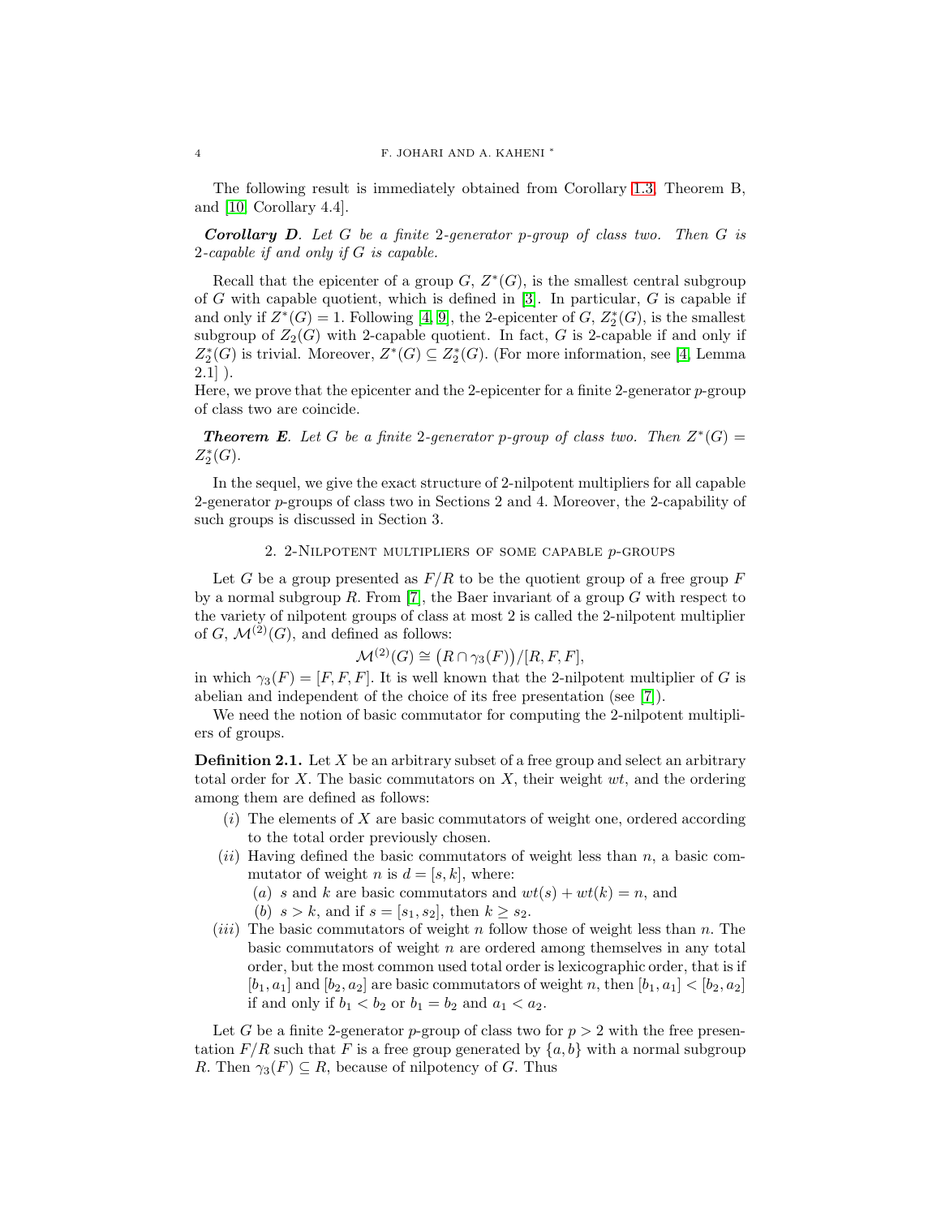The following result is immediately obtained from Corollary 1.3, Theorem B, and [10, Corollary 4.4].

***Corollary D***. *Let $G$ be a finite 2-generator $p$-group of class two. Then $G$ is 2-capable if and only if $G$ is capable.*

Recall that the epicenter of a group $G$, $Z^*(G)$, is the smallest central subgroup of $G$ with capable quotient, which is defined in [3]. In particular, $G$ is capable if and only if $Z^*(G) = 1$. Following [4, 9], the 2-epicenter of $G$, $Z_2^*(G)$, is the smallest subgroup of $Z_2(G)$ with 2-capable quotient. In fact, $G$ is 2-capable if and only if $Z_2^*(G)$ is trivial. Moreover, $Z^*(G) \subseteq Z_2^*(G)$. (For more information, see [4, Lemma 2.1] ).
Here, we prove that the epicenter and the 2-epicenter for a finite 2-generator $p$-group of class two are coincide.

***Theorem E***. *Let $G$ be a finite 2-generator $p$-group of class two. Then $Z^*(G) = Z_2^*(G)$.*

In the sequel, we give the exact structure of 2-nilpotent multipliers for all capable 2-generator $p$-groups of class two in Sections 2 and 4. Moreover, the 2-capability of such groups is discussed in Section 3.

## 2. 2-Nilpotent multipliers of some capable $p$-groups

Let $G$ be a group presented as $F/R$ to be the quotient group of a free group $F$ by a normal subgroup $R$. From [7], the Baer invariant of a group $G$ with respect to the variety of nilpotent groups of class at most 2 is called the 2-nilpotent multiplier of $G$, $\mathcal{M}^{(2)}(G)$, and defined as follows:

$$\mathcal{M}^{(2)}(G) \cong \big(R \cap \gamma_3(F)\big)/[R, F, F],$$

in which $\gamma_3(F) = [F, F, F]$. It is well known that the 2-nilpotent multiplier of $G$ is abelian and independent of the choice of its free presentation (see [7]).

We need the notion of basic commutator for computing the 2-nilpotent multipliers of groups.

**Definition 2.1.** Let $X$ be an arbitrary subset of a free group and select an arbitrary total order for $X$. The basic commutators on $X$, their weight $wt$, and the ordering among them are defined as follows:

- $(i)$ The elements of $X$ are basic commutators of weight one, ordered according to the total order previously chosen.
- $(ii)$ Having defined the basic commutators of weight less than $n$, a basic commutator of weight $n$ is $d = [s, k]$, where:
  - $(a)$ $s$ and $k$ are basic commutators and $wt(s) + wt(k) = n$, and
  - $(b)$ $s > k$, and if $s = [s_1, s_2]$, then $k \geq s_2$.
- $(iii)$ The basic commutators of weight $n$ follow those of weight less than $n$. The basic commutators of weight $n$ are ordered among themselves in any total order, but the most common used total order is lexicographic order, that is if $[b_1, a_1]$ and $[b_2, a_2]$ are basic commutators of weight $n$, then $[b_1, a_1] < [b_2, a_2]$ if and only if $b_1 < b_2$ or $b_1 = b_2$ and $a_1 < a_2$.

Let $G$ be a finite 2-generator $p$-group of class two for $p > 2$ with the free presentation $F/R$ such that $F$ is a free group generated by $\{a, b\}$ with a normal subgroup $R$. Then $\gamma_3(F) \subseteq R$, because of nilpotency of $G$. Thus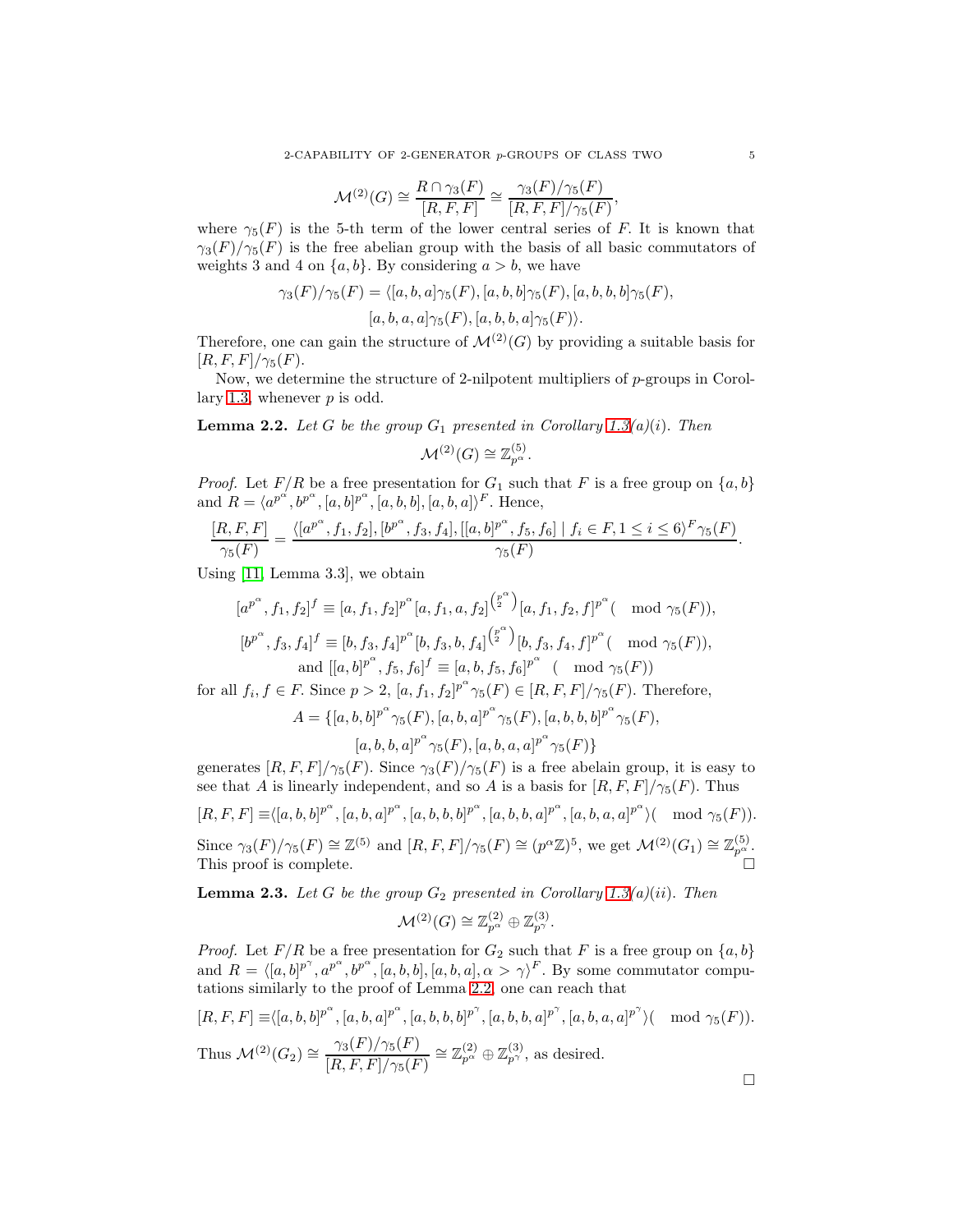$$\mathcal{M}^{(2)}(G) \cong \frac{R \cap \gamma_3(F)}{[R, F, F]} \cong \frac{\gamma_3(F)/\gamma_5(F)}{[R, F, F]/\gamma_5(F)},$$

where $\gamma_5(F)$ is the 5-th term of the lower central series of $F$. It is known that $\gamma_3(F)/\gamma_5(F)$ is the free abelian group with the basis of all basic commutators of weights 3 and 4 on $\{a, b\}$. By considering $a > b$, we have

$$\gamma_3(F)/\gamma_5(F) = \langle [a, b, a]\gamma_5(F), [a, b, b]\gamma_5(F), [a, b, b, b]\gamma_5(F),$$
$$[a, b, a, a]\gamma_5(F), [a, b, b, a]\gamma_5(F)\rangle.$$

Therefore, one can gain the structure of $\mathcal{M}^{(2)}(G)$ by providing a suitable basis for $[R, F, F]/\gamma_5(F)$.

Now, we determine the structure of 2-nilpotent multipliers of $p$-groups in Corollary 1.3, whenever $p$ is odd.

**Lemma 2.2.** *Let $G$ be the group $G_1$ presented in Corollary 1.3(a)(i). Then*

$$\mathcal{M}^{(2)}(G) \cong \mathbb{Z}^{(5)}_{p^\alpha}.$$

*Proof.* Let $F/R$ be a free presentation for $G_1$ such that $F$ is a free group on $\{a, b\}$ and $R = \langle a^{p^\alpha}, b^{p^\alpha}, [a, b]^{p^\alpha}, [a, b, b], [a, b, a]\rangle^F$. Hence,

$$\frac{[R, F, F]}{\gamma_5(F)} = \frac{\langle [a^{p^\alpha}, f_1, f_2], [b^{p^\alpha}, f_3, f_4], [[a, b]^{p^\alpha}, f_5, f_6] \mid f_i \in F, 1 \leq i \leq 6\rangle^F \gamma_5(F)}{\gamma_5(F)}.$$

Using [11, Lemma 3.3], we obtain

$$[a^{p^\alpha}, f_1, f_2]^f \equiv [a, f_1, f_2]^{p^\alpha} [a, f_1, a, f_2]^{\binom{p^\alpha}{2}} [a, f_1, f_2, f]^{p^\alpha} (\mod \gamma_5(F)),$$
$$[b^{p^\alpha}, f_3, f_4]^f \equiv [b, f_3, f_4]^{p^\alpha} [b, f_3, b, f_4]^{\binom{p^\alpha}{2}} [b, f_3, f_4, f]^{p^\alpha} (\mod \gamma_5(F)),$$
$$\text{and } [[a, b]^{p^\alpha}, f_5, f_6]^f \equiv [a, b, f_5, f_6]^{p^\alpha} \ (\mod \gamma_5(F))$$

for all $f_i, f \in F$. Since $p > 2$, $[a, f_1, f_2]^{p^\alpha}\gamma_5(F) \in [R, F, F]/\gamma_5(F)$. Therefore,

$$A = \{[a, b, b]^{p^\alpha}\gamma_5(F), [a, b, a]^{p^\alpha}\gamma_5(F), [a, b, b, b]^{p^\alpha}\gamma_5(F),$$
$$[a, b, b, a]^{p^\alpha}\gamma_5(F), [a, b, a, a]^{p^\alpha}\gamma_5(F)\}$$

generates $[R, F, F]/\gamma_5(F)$. Since $\gamma_3(F)/\gamma_5(F)$ is a free abelain group, it is easy to see that $A$ is linearly independent, and so $A$ is a basis for $[R, F, F]/\gamma_5(F)$. Thus

$$[R, F, F] \equiv \langle [a, b, b]^{p^\alpha}, [a, b, a]^{p^\alpha}, [a, b, b, b]^{p^\alpha}, [a, b, b, a]^{p^\alpha}, [a, b, a, a]^{p^\alpha}\rangle (\mod \gamma_5(F)).$$

Since $\gamma_3(F)/\gamma_5(F) \cong \mathbb{Z}^{(5)}$ and $[R, F, F]/\gamma_5(F) \cong (p^\alpha\mathbb{Z})^5$, we get $\mathcal{M}^{(2)}(G_1) \cong \mathbb{Z}^{(5)}_{p^\alpha}$. This proof is complete. $\square$

**Lemma 2.3.** *Let $G$ be the group $G_2$ presented in Corollary 1.3(a)(ii). Then*

$$\mathcal{M}^{(2)}(G) \cong \mathbb{Z}^{(2)}_{p^\alpha} \oplus \mathbb{Z}^{(3)}_{p^\gamma}.$$

*Proof.* Let $F/R$ be a free presentation for $G_2$ such that $F$ is a free group on $\{a, b\}$ and $R = \langle [a, b]^{p^\gamma}, a^{p^\alpha}, b^{p^\alpha}, [a, b, b], [a, b, a], \alpha > \gamma\rangle^F$. By some commutator computations similarly to the proof of Lemma 2.2, one can reach that

$$[R, F, F] \equiv \langle [a, b, b]^{p^\alpha}, [a, b, a]^{p^\alpha}, [a, b, b, b]^{p^\gamma}, [a, b, b, a]^{p^\gamma}, [a, b, a, a]^{p^\gamma}\rangle (\mod \gamma_5(F)).$$

Thus $\mathcal{M}^{(2)}(G_2) \cong \dfrac{\gamma_3(F)/\gamma_5(F)}{[R, F, F]/\gamma_5(F)} \cong \mathbb{Z}^{(2)}_{p^\alpha} \oplus \mathbb{Z}^{(3)}_{p^\gamma}$, as desired.

$\square$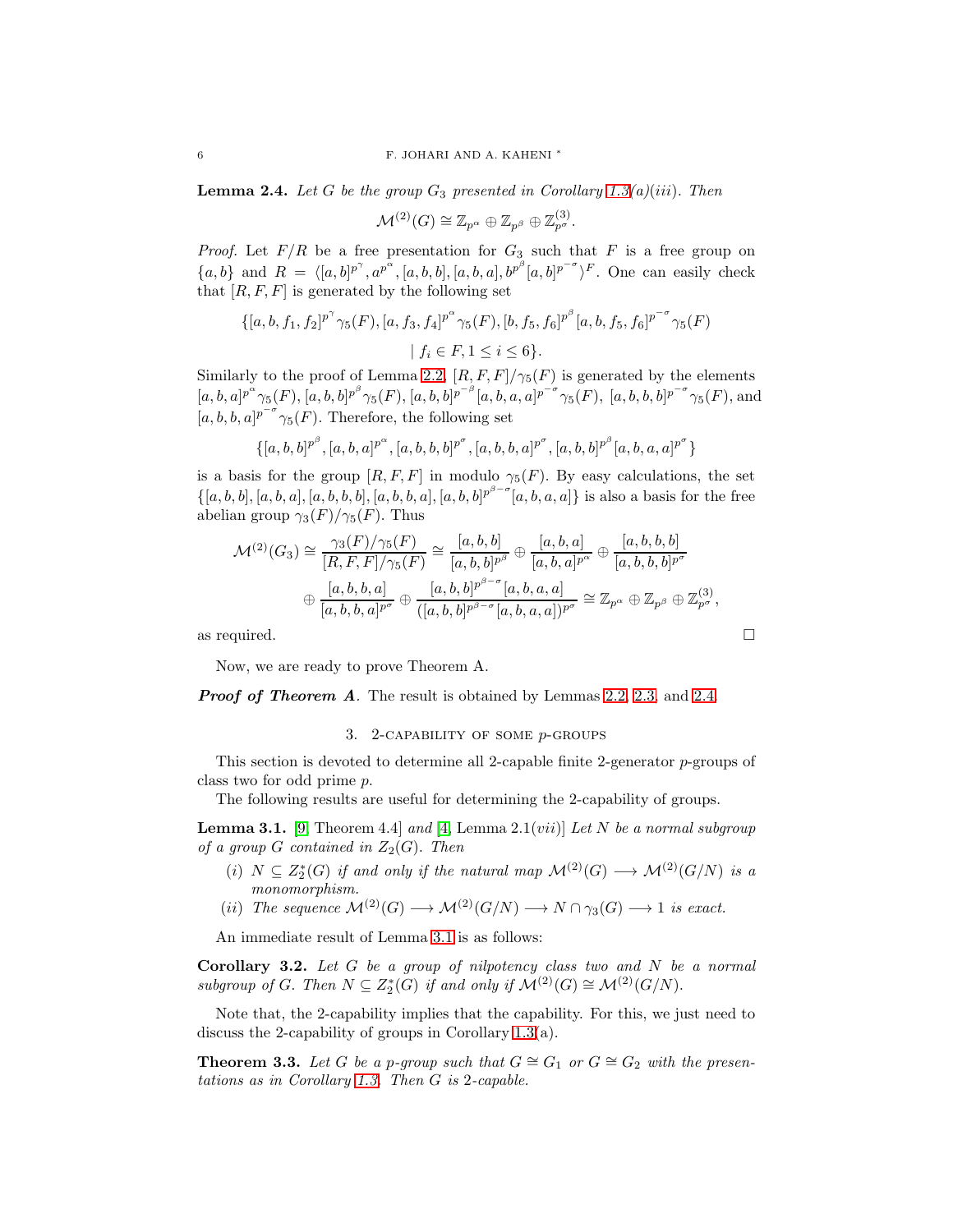**Lemma 2.4.** *Let $G$ be the group $G_3$ presented in Corollary 1.3(a)(iii). Then*

$$\mathcal{M}^{(2)}(G) \cong \mathbb{Z}_{p^\alpha} \oplus \mathbb{Z}_{p^\beta} \oplus \mathbb{Z}_{p^\sigma}^{(3)}.$$

*Proof.* Let $F/R$ be a free presentation for $G_3$ such that $F$ is a free group on $\{a, b\}$ and $R = \langle [a,b]^{p^\gamma}, a^{p^\alpha}, [a,b,b], [a,b,a], b^{p^\beta}[a,b]^{p^{-\sigma}} \rangle^F$. One can easily check that $[R, F, F]$ is generated by the following set

$$\{[a,b,f_1,f_2]^{p^\gamma}\gamma_5(F), [a,f_3,f_4]^{p^\alpha}\gamma_5(F), [b,f_5,f_6]^{p^\beta}[a,b,f_5,f_6]^{p^{-\sigma}}\gamma_5(F) \\ \mid f_i \in F, 1 \leq i \leq 6\}.$$

Similarly to the proof of Lemma 2.2, $[R,F,F]/\gamma_5(F)$ is generated by the elements $[a,b,a]^{p^\alpha}\gamma_5(F)$, $[a,b,b]^{p^\beta}\gamma_5(F)$, $[a,b,b]^{p^{-\beta}}[a,b,a,a]^{p^{-\sigma}}\gamma_5(F)$, $[a,b,b,b]^{p^{-\sigma}}\gamma_5(F)$, and $[a,b,b,a]^{p^{-\sigma}}\gamma_5(F)$. Therefore, the following set

$$\{[a,b,b]^{p^\beta}, [a,b,a]^{p^\alpha}, [a,b,b,b]^{p^\sigma}, [a,b,b,a]^{p^\sigma}, [a,b,b]^{p^\beta}[a,b,a,a]^{p^\sigma}\}$$

is a basis for the group $[R,F,F]$ in modulo $\gamma_5(F)$. By easy calculations, the set $\{[a,b,b], [a,b,a], [a,b,b,b], [a,b,b,a], [a,b,b]^{p^{\beta-\sigma}}[a,b,a,a]\}$ is also a basis for the free abelian group $\gamma_3(F)/\gamma_5(F)$. Thus

$$\mathcal{M}^{(2)}(G_3) \cong \frac{\gamma_3(F)/\gamma_5(F)}{[R,F,F]/\gamma_5(F)} \cong \frac{[a,b,b]}{[a,b,b]^{p^\beta}} \oplus \frac{[a,b,a]}{[a,b,a]^{p^\alpha}} \oplus \frac{[a,b,b,b]}{[a,b,b,b]^{p^\sigma}} \\ \oplus \frac{[a,b,b,a]}{[a,b,b,a]^{p^\sigma}} \oplus \frac{[a,b,b]^{p^{\beta-\sigma}}[a,b,a,a]}{([a,b,b]^{p^{\beta-\sigma}}[a,b,a,a])^{p^\sigma}} \cong \mathbb{Z}_{p^\alpha} \oplus \mathbb{Z}_{p^\beta} \oplus \mathbb{Z}_{p^\sigma}^{(3)},$$

as required. $\square$

Now, we are ready to prove Theorem A.

***Proof of Theorem A***. The result is obtained by Lemmas 2.2, 2.3, and 2.4.

## 3. 2-capability of some $p$-groups

This section is devoted to determine all 2-capable finite 2-generator $p$-groups of class two for odd prime $p$.

The following results are useful for determining the 2-capability of groups.

**Lemma 3.1.** [9, Theorem 4.4] *and* [4, Lemma 2.1(*vii*)] *Let $N$ be a normal subgroup of a group $G$ contained in $Z_2(G)$. Then*

- (*i*) *$N \subseteq Z_2^*(G)$ if and only if the natural map $\mathcal{M}^{(2)}(G) \longrightarrow \mathcal{M}^{(2)}(G/N)$ is a monomorphism.*
- (*ii*) *The sequence $\mathcal{M}^{(2)}(G) \longrightarrow \mathcal{M}^{(2)}(G/N) \longrightarrow N \cap \gamma_3(G) \longrightarrow 1$ is exact.*

An immediate result of Lemma 3.1 is as follows:

**Corollary 3.2.** *Let $G$ be a group of nilpotency class two and $N$ be a normal subgroup of $G$. Then $N \subseteq Z_2^*(G)$ if and only if $\mathcal{M}^{(2)}(G) \cong \mathcal{M}^{(2)}(G/N)$.*

Note that, the 2-capability implies that the capability. For this, we just need to discuss the 2-capability of groups in Corollary 1.3(a).

**Theorem 3.3.** *Let $G$ be a $p$-group such that $G \cong G_1$ or $G \cong G_2$ with the presentations as in Corollary 1.3. Then $G$ is 2-capable.*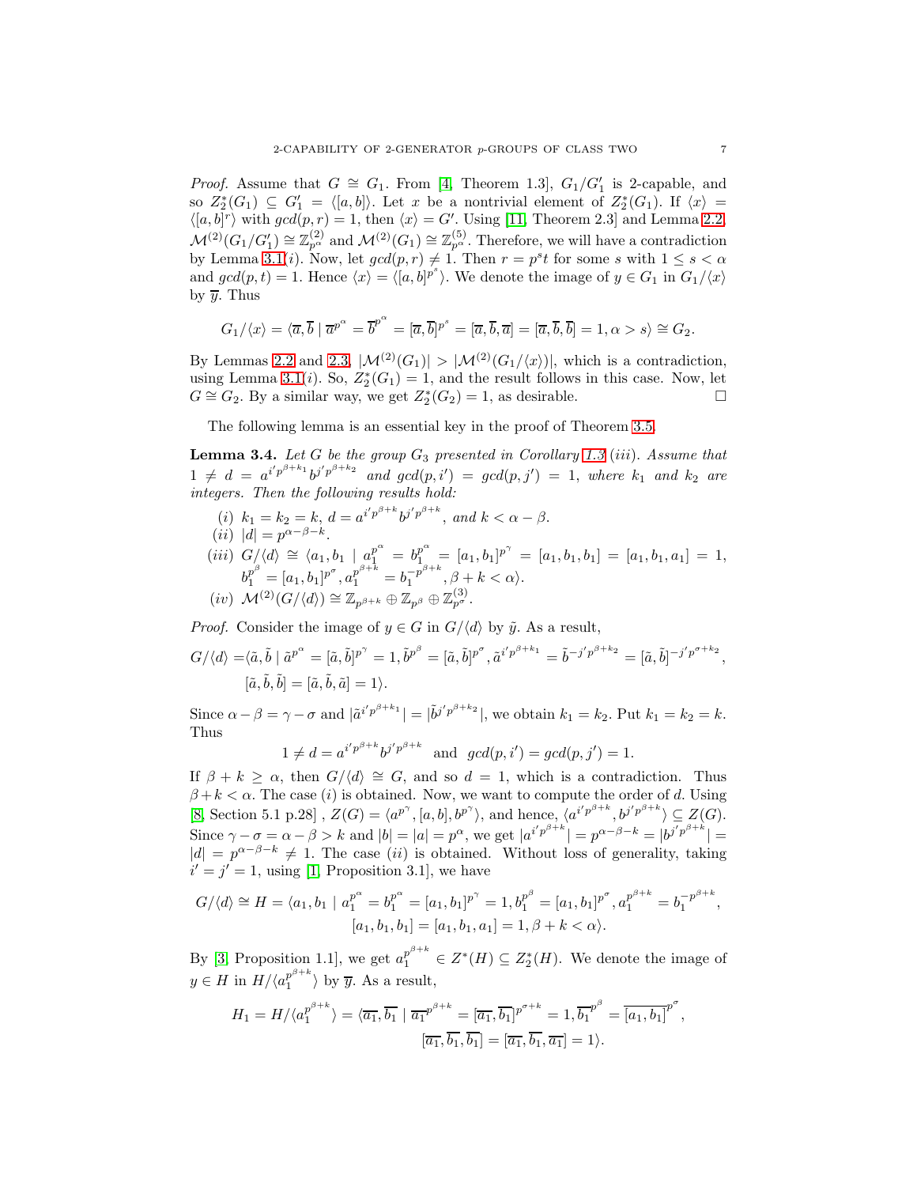*Proof.* Assume that $G \cong G_1$. From [4, Theorem 1.3], $G_1/G_1'$ is 2-capable, and so $Z_2^*(G_1) \subseteq G_1' = \langle [a,b] \rangle$. Let $x$ be a nontrivial element of $Z_2^*(G_1)$. If $\langle x \rangle = \langle [a,b]^r \rangle$ with $gcd(p,r) = 1$, then $\langle x \rangle = G'$. Using [11, Theorem 2.3] and Lemma 2.2, $\mathcal{M}^{(2)}(G_1/G_1') \cong \mathbb{Z}_{p^\alpha}^{(2)}$ and $\mathcal{M}^{(2)}(G_1) \cong \mathbb{Z}_{p^\alpha}^{(5)}$. Therefore, we will have a contradiction by Lemma 3.1(*i*). Now, let $gcd(p,r) \neq 1$. Then $r = p^s t$ for some $s$ with $1 \leq s < \alpha$ and $gcd(p,t) = 1$. Hence $\langle x \rangle = \langle [a,b]^{p^s} \rangle$. We denote the image of $y \in G_1$ in $G_1/\langle x \rangle$ by $\overline{y}$. Thus

$$G_1/\langle x \rangle = \langle \overline{a}, \overline{b} \mid \overline{a}^{p^\alpha} = \overline{b}^{p^\alpha} = [\overline{a},\overline{b}]^{p^s} = [\overline{a},\overline{b},\overline{a}] = [\overline{a},\overline{b},\overline{b}] = 1, \alpha > s \rangle \cong G_2.$$

By Lemmas 2.2 and 2.3, $|\mathcal{M}^{(2)}(G_1)| > |\mathcal{M}^{(2)}(G_1/\langle x \rangle)|$, which is a contradiction, using Lemma 3.1(*i*). So, $Z_2^*(G_1) = 1$, and the result follows in this case. Now, let $G \cong G_2$. By a similar way, we get $Z_2^*(G_2) = 1$, as desirable. $\square$

The following lemma is an essential key in the proof of Theorem 3.5.

**Lemma 3.4.** *Let $G$ be the group $G_3$ presented in Corollary 1.3(iii). Assume that $1 \neq d = a^{i'p^{\beta+k_1}} b^{j'p^{\beta+k_2}}$ and $gcd(p,i') = gcd(p,j') = 1$, where $k_1$ and $k_2$ are integers. Then the following results hold:*

*(i)* $k_1 = k_2 = k$, $d = a^{i'p^{\beta+k}} b^{j'p^{\beta+k}}$, *and* $k < \alpha - \beta$.

*(ii)* $|d| = p^{\alpha-\beta-k}$.

*(iii)* $G/\langle d \rangle \cong \langle a_1, b_1 \mid a_1^{p^\alpha} = b_1^{p^\alpha} = [a_1,b_1]^{p^\gamma} = [a_1,b_1,b_1] = [a_1,b_1,a_1] = 1, b_1^{p^\beta} = [a_1,b_1]^{p^\sigma}, a_1^{p^{\beta+k}} = b_1^{-p^{\beta+k}}, \beta + k < \alpha \rangle$.

*(iv)* $\mathcal{M}^{(2)}(G/\langle d \rangle) \cong \mathbb{Z}_{p^{\beta+k}} \oplus \mathbb{Z}_{p^\beta} \oplus \mathbb{Z}_{p^\sigma}^{(3)}$.

*Proof.* Consider the image of $y \in G$ in $G/\langle d \rangle$ by $\tilde{y}$. As a result,

$$G/\langle d \rangle = \langle \tilde{a}, \tilde{b} \mid \tilde{a}^{p^\alpha} = [\tilde{a},\tilde{b}]^{p^\gamma} = 1, \tilde{b}^{p^\beta} = [\tilde{a},\tilde{b}]^{p^\sigma}, \tilde{a}^{i'p^{\beta+k_1}} = \tilde{b}^{-j'p^{\beta+k_2}} = [\tilde{a},\tilde{b}]^{-j'p^{\sigma+k_2}},$$
$$[\tilde{a},\tilde{b},\tilde{b}] = [\tilde{a},\tilde{b},\tilde{a}] = 1 \rangle.$$

Since $\alpha - \beta = \gamma - \sigma$ and $|\tilde{a}^{i'p^{\beta+k_1}}| = |\tilde{b}^{j'p^{\beta+k_2}}|$, we obtain $k_1 = k_2$. Put $k_1 = k_2 = k$. Thus

$$1 \neq d = a^{i'p^{\beta+k}} b^{j'p^{\beta+k}} \;\text{ and }\; gcd(p,i') = gcd(p,j') = 1.$$

If $\beta + k \geq \alpha$, then $G/\langle d \rangle \cong G$, and so $d = 1$, which is a contradiction. Thus $\beta + k < \alpha$. The case $(i)$ is obtained. Now, we want to compute the order of $d$. Using [8, Section 5.1 p.28], $Z(G) = \langle a^{p^\gamma}, [a,b], b^{p^\gamma} \rangle$, and hence, $\langle a^{i'p^{\beta+k}}, b^{j'p^{\beta+k}} \rangle \subseteq Z(G)$. Since $\gamma - \sigma = \alpha - \beta > k$ and $|b| = |a| = p^\alpha$, we get $|a^{i'p^{\beta+k}}| = p^{\alpha-\beta-k} = |b^{j'p^{\beta+k}}| = |d| = p^{\alpha-\beta-k} \neq 1$. The case $(ii)$ is obtained. Without loss of generality, taking $i' = j' = 1$, using [1, Proposition 3.1], we have

$$G/\langle d \rangle \cong H = \langle a_1, b_1 \mid a_1^{p^\alpha} = b_1^{p^\alpha} = [a_1,b_1]^{p^\gamma} = 1, b_1^{p^\beta} = [a_1,b_1]^{p^\sigma}, a_1^{p^{\beta+k}} = b_1^{-p^{\beta+k}},$$
$$[a_1,b_1,b_1] = [a_1,b_1,a_1] = 1, \beta + k < \alpha \rangle.$$

By [3, Proposition 1.1], we get $a_1^{p^{\beta+k}} \in Z^*(H) \subseteq Z_2^*(H)$. We denote the image of $y \in H$ in $H/\langle a_1^{p^{\beta+k}} \rangle$ by $\overline{y}$. As a result,

$$H_1 = H/\langle a_1^{p^{\beta+k}} \rangle = \langle \overline{a_1}, \overline{b_1} \mid \overline{a_1}^{p^{\beta+k}} = [\overline{a_1},\overline{b_1}]^{p^{\sigma+k}} = 1, \overline{b_1}^{p^\beta} = \overline{[a_1,b_1]}^{p^\sigma},$$
$$[\overline{a_1},\overline{b_1},\overline{b_1}] = [\overline{a_1},\overline{b_1},\overline{a_1}] = 1 \rangle.$$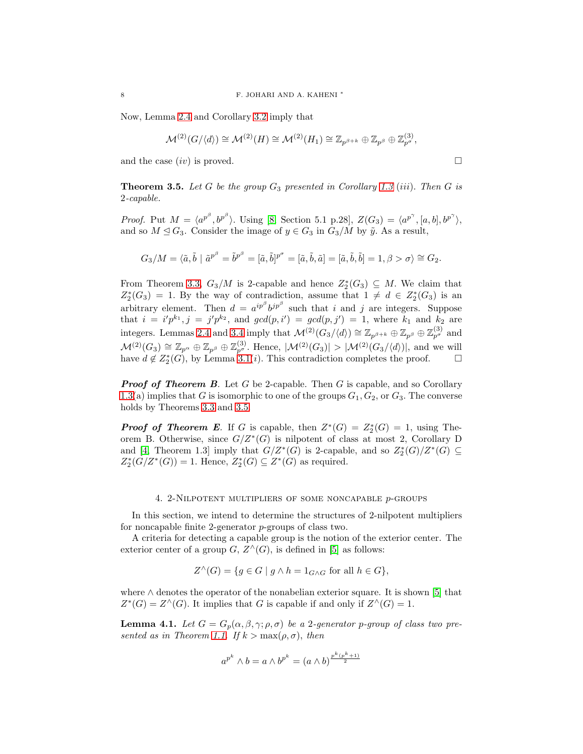Now, Lemma 2.4 and Corollary 3.2 imply that

$$\mathcal{M}^{(2)}(G/\langle d\rangle) \cong \mathcal{M}^{(2)}(H) \cong \mathcal{M}^{(2)}(H_1) \cong \mathbb{Z}_{p^{\beta+k}} \oplus \mathbb{Z}_{p^{\beta}} \oplus \mathbb{Z}_{p^{\sigma}}^{(3)},$$

and the case $(iv)$ is proved. $\square$

**Theorem 3.5.** *Let $G$ be the group $G_3$ presented in Corollary 1.3 $(iii)$. Then $G$ is 2-capable.*

*Proof.* Put $M = \langle a^{p^{\beta}}, b^{p^{\beta}}\rangle$. Using [8, Section 5.1 p.28], $Z(G_3) = \langle a^{p^{\gamma}}, [a,b], b^{p^{\gamma}}\rangle$, and so $M \trianglelefteq G_3$. Consider the image of $y \in G_3$ in $G_3/M$ by $\tilde{y}$. As a result,

$$G_3/M = \langle \tilde{a}, \tilde{b} \mid \tilde{a}^{p^{\beta}} = \tilde{b}^{p^{\beta}} = [\tilde{a}, \tilde{b}]^{p^{\sigma}} = [\tilde{a}, \tilde{b}, \tilde{a}] = [\tilde{a}, \tilde{b}, \tilde{b}] = 1, \beta > \sigma\rangle \cong G_2.$$

From Theorem 3.3, $G_3/M$ is 2-capable and hence $Z_2^*(G_3) \subseteq M$. We claim that $Z_2^*(G_3) = 1$. By the way of contradiction, assume that $1 \neq d \in Z_2^*(G_3)$ is an arbitrary element. Then $d = a^{ip^{\beta}} b^{jp^{\beta}}$ such that $i$ and $j$ are integers. Suppose that $i = i'p^{k_1}, j = j'p^{k_2}$, and $gcd(p, i') = gcd(p, j') = 1$, where $k_1$ and $k_2$ are integers. Lemmas 2.4 and 3.4 imply that $\mathcal{M}^{(2)}(G_3/\langle d\rangle) \cong \mathbb{Z}_{p^{\beta+k}} \oplus \mathbb{Z}_{p^{\beta}} \oplus \mathbb{Z}_{p^{\sigma}}^{(3)}$ and $\mathcal{M}^{(2)}(G_3) \cong \mathbb{Z}_{p^{\alpha}} \oplus \mathbb{Z}_{p^{\beta}} \oplus \mathbb{Z}_{p^{\sigma}}^{(3)}$. Hence, $|\mathcal{M}^{(2)}(G_3)| > |\mathcal{M}^{(2)}(G_3/\langle d\rangle)|$, and we will have $d \notin Z_2^*(G)$, by Lemma 3.1$(i)$. This contradiction completes the proof. $\square$

***Proof of Theorem B.*** Let $G$ be 2-capable. Then $G$ is capable, and so Corollary 1.3(a) implies that $G$ is isomorphic to one of the groups $G_1, G_2$, or $G_3$. The converse holds by Theorems 3.3 and 3.5.

***Proof of Theorem E.*** If $G$ is capable, then $Z^*(G) = Z_2^*(G) = 1$, using Theorem B. Otherwise, since $G/Z^*(G)$ is nilpotent of class at most 2, Corollary D and [4, Theorem 1.3] imply that $G/Z^*(G)$ is 2-capable, and so $Z_2^*(G)/Z^*(G) \subseteq Z_2^*(G/Z^*(G)) = 1$. Hence, $Z_2^*(G) \subseteq Z^*(G)$ as required.

## 4. 2-Nilpotent multipliers of some noncapable $p$-groups

In this section, we intend to determine the structures of 2-nilpotent multipliers for noncapable finite 2-generator $p$-groups of class two.

A criteria for detecting a capable group is the notion of the exterior center. The exterior center of a group $G$, $Z^{\wedge}(G)$, is defined in [5] as follows:

$$Z^{\wedge}(G) = \{g \in G \mid g \wedge h = 1_{G\wedge G} \text{ for all } h \in G\},$$

where $\wedge$ denotes the operator of the nonabelian exterior square. It is shown [5] that $Z^*(G) = Z^{\wedge}(G)$. It implies that $G$ is capable if and only if $Z^{\wedge}(G) = 1$.

**Lemma 4.1.** *Let $G = G_p(\alpha, \beta, \gamma; \rho, \sigma)$ be a 2-generator $p$-group of class two presented as in Theorem 1.1. If $k > \max(\rho, \sigma)$, then*

$$a^{p^k} \wedge b = a \wedge b^{p^k} = (a \wedge b)^{\frac{p^k(p^k+1)}{2}}$$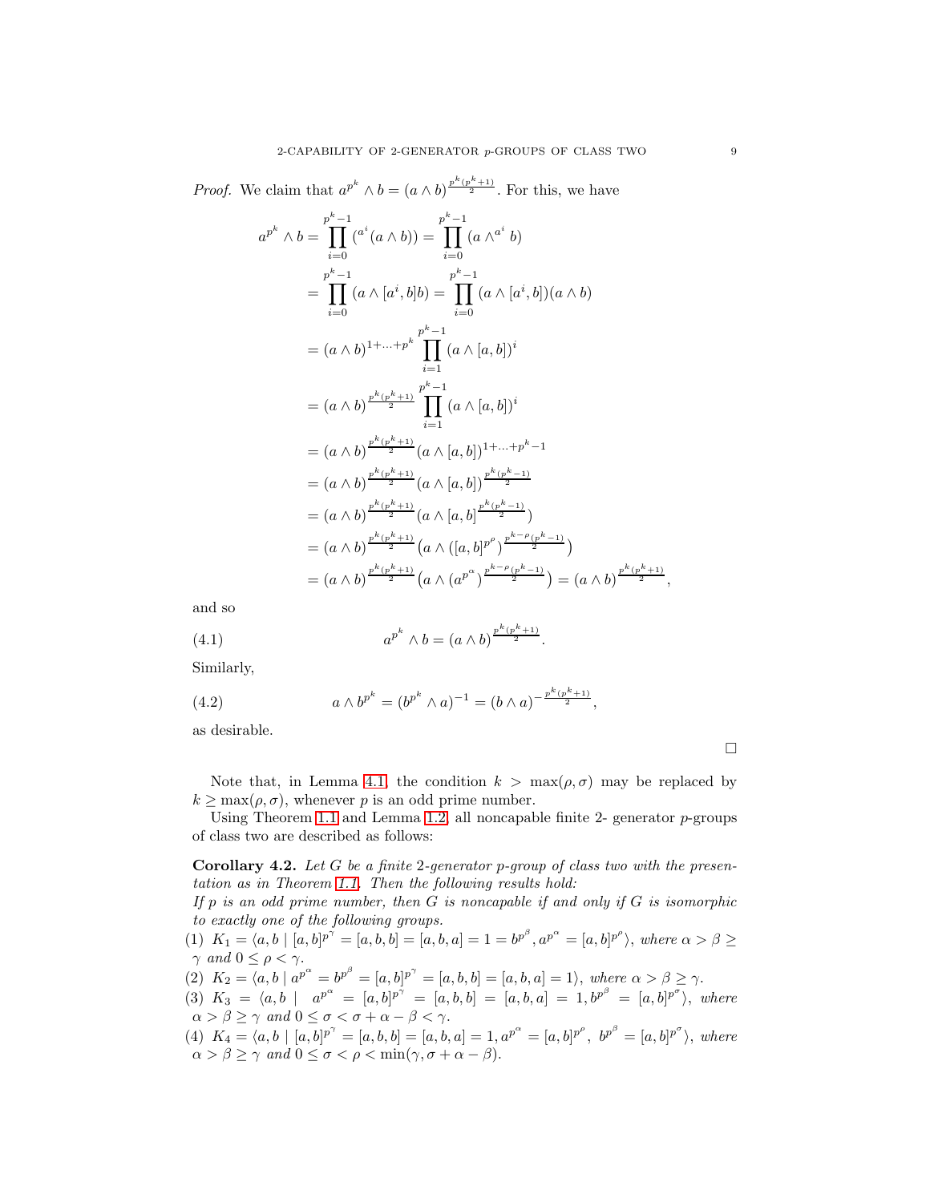*Proof.* We claim that $a^{p^k} \wedge b = (a \wedge b)^{\frac{p^k(p^k+1)}{2}}$. For this, we have

$$
\begin{aligned}
a^{p^k} \wedge b &= \prod_{i=0}^{p^k-1} ({}^{a^i}(a \wedge b)) = \prod_{i=0}^{p^k-1} (a \wedge {}^{a^i} b) \\
&= \prod_{i=0}^{p^k-1} (a \wedge [a^i, b]b) = \prod_{i=0}^{p^k-1} (a \wedge [a^i, b])(a \wedge b) \\
&= (a \wedge b)^{1+\dots+p^k} \prod_{i=1}^{p^k-1} (a \wedge [a, b])^i \\
&= (a \wedge b)^{\frac{p^k(p^k+1)}{2}} \prod_{i=1}^{p^k-1} (a \wedge [a, b])^i \\
&= (a \wedge b)^{\frac{p^k(p^k+1)}{2}} (a \wedge [a, b])^{1+\dots+p^k-1} \\
&= (a \wedge b)^{\frac{p^k(p^k+1)}{2}} (a \wedge [a, b])^{\frac{p^k(p^k-1)}{2}} \\
&= (a \wedge b)^{\frac{p^k(p^k+1)}{2}} (a \wedge [a, b]^{\frac{p^k(p^k-1)}{2}}) \\
&= (a \wedge b)^{\frac{p^k(p^k+1)}{2}} \big(a \wedge ([a, b]^{p^\rho})^{\frac{p^{k-\rho}(p^k-1)}{2}}\big) \\
&= (a \wedge b)^{\frac{p^k(p^k+1)}{2}} \big(a \wedge (a^{p^\alpha})^{\frac{p^{k-\rho}(p^k-1)}{2}}\big) = (a \wedge b)^{\frac{p^k(p^k+1)}{2}},
\end{aligned}
$$

and so

$$
a^{p^k} \wedge b = (a \wedge b)^{\frac{p^k(p^k+1)}{2}}. \tag{4.1}
$$

Similarly,

$$
a \wedge b^{p^k} = (b^{p^k} \wedge a)^{-1} = (b \wedge a)^{-\frac{p^k(p^k+1)}{2}}, \tag{4.2}
$$

as desirable.

□

Note that, in Lemma 4.1, the condition $k > \max(\rho, \sigma)$ may be replaced by $k \geq \max(\rho, \sigma)$, whenever $p$ is an odd prime number.

Using Theorem 1.1 and Lemma 1.2, all noncapable finite 2- generator $p$-groups of class two are described as follows:

**Corollary 4.2.** *Let $G$ be a finite 2-generator $p$-group of class two with the presentation as in Theorem 1.1. Then the following results hold:*
*If $p$ is an odd prime number, then $G$ is noncapable if and only if $G$ is isomorphic to exactly one of the following groups.*

(1) $K_1 = \langle a, b \mid [a, b]^{p^\gamma} = [a, b, b] = [a, b, a] = 1 = b^{p^\beta}, a^{p^\alpha} = [a, b]^{p^\rho} \rangle$, *where* $\alpha > \beta \geq \gamma$ *and* $0 \leq \rho < \gamma$.
(2) $K_2 = \langle a, b \mid a^{p^\alpha} = b^{p^\beta} = [a, b]^{p^\gamma} = [a, b, b] = [a, b, a] = 1 \rangle$, *where* $\alpha > \beta \geq \gamma$.
(3) $K_3 = \langle a, b \mid a^{p^\alpha} = [a, b]^{p^\gamma} = [a, b, b] = [a, b, a] = 1, b^{p^\beta} = [a, b]^{p^\sigma} \rangle$, *where* $\alpha > \beta \geq \gamma$ *and* $0 \leq \sigma < \sigma + \alpha - \beta < \gamma$.
(4) $K_4 = \langle a, b \mid [a, b]^{p^\gamma} = [a, b, b] = [a, b, a] = 1, a^{p^\alpha} = [a, b]^{p^\rho}, \ b^{p^\beta} = [a, b]^{p^\sigma} \rangle$, *where* $\alpha > \beta \geq \gamma$ *and* $0 \leq \sigma < \rho < \min(\gamma, \sigma + \alpha - \beta)$.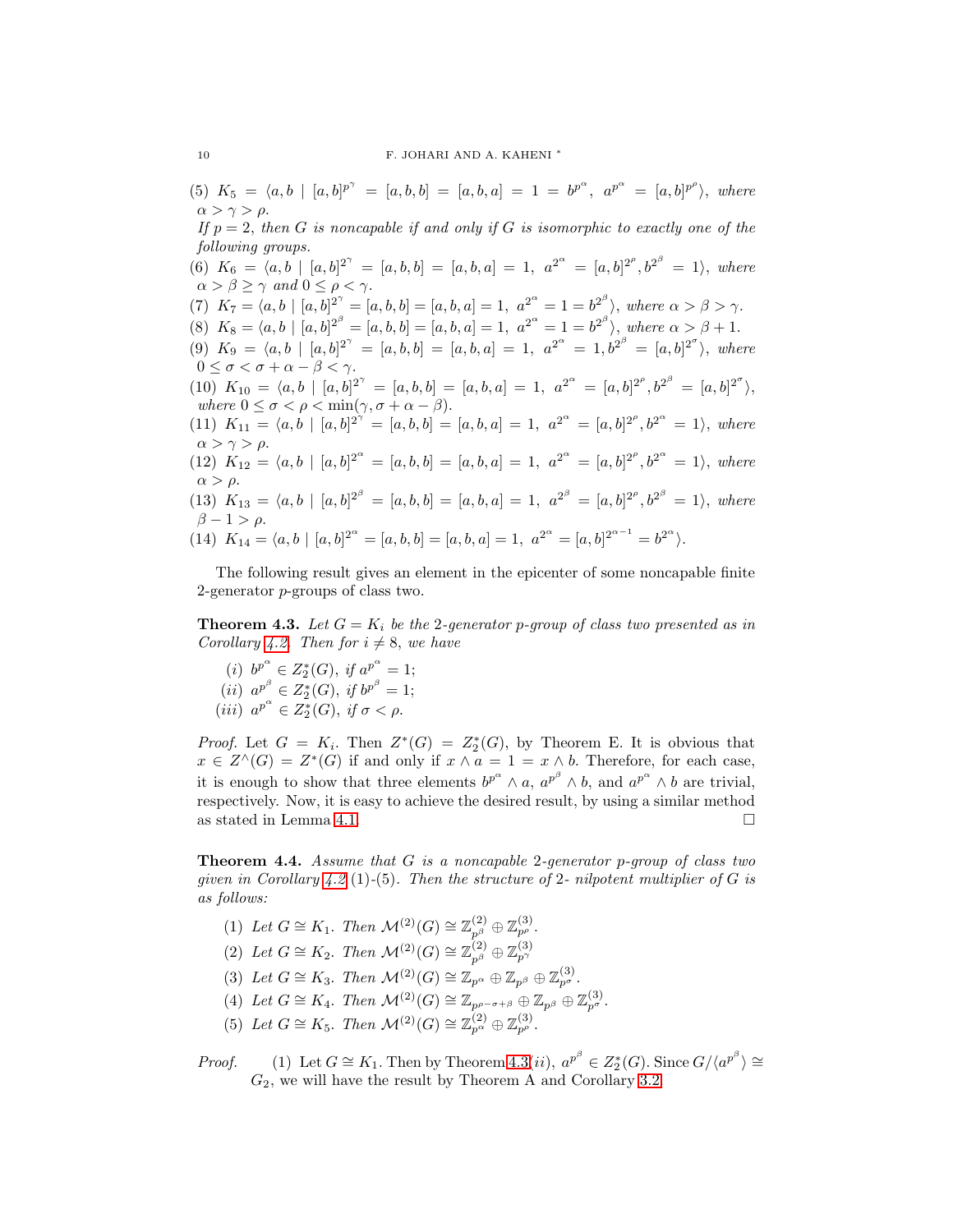(5) $K_5 = \langle a, b \mid [a,b]^{p^{\gamma}} = [a,b,b] = [a,b,a] = 1 = b^{p^{\alpha}},\ a^{p^{\alpha}} = [a,b]^{p^{\rho}}\rangle$, *where* $\alpha > \gamma > \rho$.

*If* $p = 2$*, then* $G$ *is noncapable if and only if* $G$ *is isomorphic to exactly one of the following groups.*

(6) $K_6 = \langle a, b \mid [a,b]^{2^{\gamma}} = [a,b,b] = [a,b,a] = 1,\ a^{2^{\alpha}} = [a,b]^{2^{\rho}}, b^{2^{\beta}} = 1\rangle$, *where* $\alpha > \beta \geq \gamma$ *and* $0 \leq \rho < \gamma$.

(7) $K_7 = \langle a, b \mid [a,b]^{2^{\gamma}} = [a,b,b] = [a,b,a] = 1,\ a^{2^{\alpha}} = 1 = b^{2^{\beta}}\rangle$, *where* $\alpha > \beta > \gamma$.

(8) $K_8 = \langle a, b \mid [a,b]^{2^{\beta}} = [a,b,b] = [a,b,a] = 1,\ a^{2^{\alpha}} = 1 = b^{2^{\beta}}\rangle$, *where* $\alpha > \beta + 1$.

(9) $K_9 = \langle a, b \mid [a,b]^{2^{\gamma}} = [a,b,b] = [a,b,a] = 1,\ a^{2^{\alpha}} = 1, b^{2^{\beta}} = [a,b]^{2^{\sigma}}\rangle$, *where* $0 \leq \sigma < \sigma + \alpha - \beta < \gamma$.

(10) $K_{10} = \langle a, b \mid [a,b]^{2^{\gamma}} = [a,b,b] = [a,b,a] = 1,\ a^{2^{\alpha}} = [a,b]^{2^{\rho}}, b^{2^{\beta}} = [a,b]^{2^{\sigma}}\rangle$, *where* $0 \leq \sigma < \rho < \min(\gamma, \sigma + \alpha - \beta)$.

(11) $K_{11} = \langle a, b \mid [a,b]^{2^{\gamma}} = [a,b,b] = [a,b,a] = 1,\ a^{2^{\alpha}} = [a,b]^{2^{\rho}}, b^{2^{\alpha}} = 1\rangle$, *where* $\alpha > \gamma > \rho$.

(12) $K_{12} = \langle a, b \mid [a,b]^{2^{\alpha}} = [a,b,b] = [a,b,a] = 1,\ a^{2^{\alpha}} = [a,b]^{2^{\rho}}, b^{2^{\alpha}} = 1\rangle$, *where* $\alpha > \rho$.

(13) $K_{13} = \langle a, b \mid [a,b]^{2^{\beta}} = [a,b,b] = [a,b,a] = 1,\ a^{2^{\beta}} = [a,b]^{2^{\rho}}, b^{2^{\beta}} = 1\rangle$, *where* $\beta - 1 > \rho$.

(14) $K_{14} = \langle a, b \mid [a,b]^{2^{\alpha}} = [a,b,b] = [a,b,a] = 1,\ a^{2^{\alpha}} = [a,b]^{2^{\alpha-1}} = b^{2^{\alpha}}\rangle$.

The following result gives an element in the epicenter of some noncapable finite 2-generator $p$-groups of class two.

**Theorem 4.3.** *Let* $G = K_i$ *be the* 2*-generator* $p$*-group of class two presented as in Corollary 4.2. Then for* $i \neq 8$*, we have*

(i) $b^{p^{\alpha}} \in Z_2^*(G)$, *if* $a^{p^{\alpha}} = 1$;

(ii) $a^{p^{\beta}} \in Z_2^*(G)$, *if* $b^{p^{\beta}} = 1$;

(iii) $a^{p^{\alpha}} \in Z_2^*(G)$, *if* $\sigma < \rho$.

*Proof.* Let $G = K_i$. Then $Z^*(G) = Z_2^*(G)$, by Theorem E. It is obvious that $x \in Z^{\wedge}(G) = Z^*(G)$ if and only if $x \wedge a = 1 = x \wedge b$. Therefore, for each case, it is enough to show that three elements $b^{p^{\alpha}} \wedge a$, $a^{p^{\beta}} \wedge b$, and $a^{p^{\alpha}} \wedge b$ are trivial, respectively. Now, it is easy to achieve the desired result, by using a similar method as stated in Lemma 4.1. $\square$

**Theorem 4.4.** *Assume that* $G$ *is a noncapable* 2*-generator* $p$*-group of class two given in Corollary 4.2 (1)-(5). Then the structure of* 2*- nilpotent multiplier of* $G$ *is as follows:*

(1) *Let* $G \cong K_1$. *Then* $\mathcal{M}^{(2)}(G) \cong \mathbb{Z}_{p^{\beta}}^{(2)} \oplus \mathbb{Z}_{p^{\rho}}^{(3)}$.

(2) *Let* $G \cong K_2$. *Then* $\mathcal{M}^{(2)}(G) \cong \mathbb{Z}_{p^{\beta}}^{(2)} \oplus \mathbb{Z}_{p^{\gamma}}^{(3)}$.

(3) *Let* $G \cong K_3$. *Then* $\mathcal{M}^{(2)}(G) \cong \mathbb{Z}_{p^{\alpha}} \oplus \mathbb{Z}_{p^{\beta}} \oplus \mathbb{Z}_{p^{\sigma}}^{(3)}$.

(4) *Let* $G \cong K_4$. *Then* $\mathcal{M}^{(2)}(G) \cong \mathbb{Z}_{p^{\rho-\sigma+\beta}} \oplus \mathbb{Z}_{p^{\beta}} \oplus \mathbb{Z}_{p^{\sigma}}^{(3)}$.

(5) *Let* $G \cong K_5$. *Then* $\mathcal{M}^{(2)}(G) \cong \mathbb{Z}_{p^{\alpha}}^{(2)} \oplus \mathbb{Z}_{p^{\rho}}^{(3)}$.

*Proof.* (1) Let $G \cong K_1$. Then by Theorem 4.3(ii), $a^{p^{\beta}} \in Z_2^*(G)$. Since $G/\langle a^{p^{\beta}}\rangle \cong G_2$, we will have the result by Theorem A and Corollary 3.2.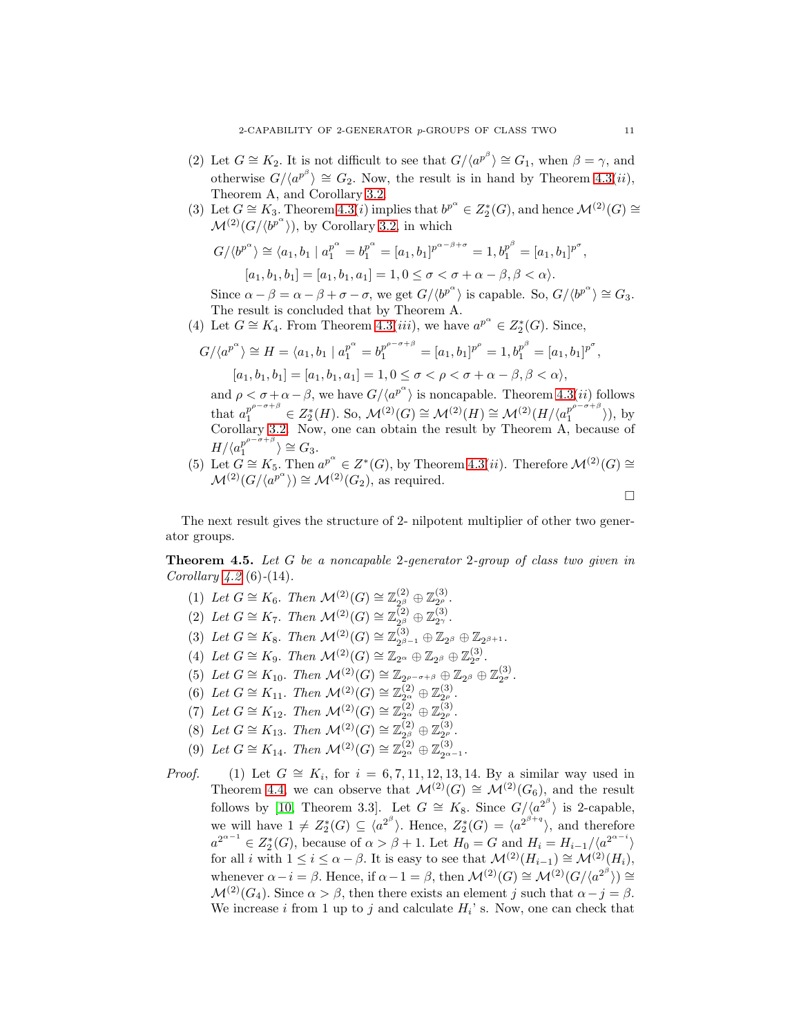(2) Let $G \cong K_2$. It is not difficult to see that $G/\langle a^{p^\beta}\rangle \cong G_1$, when $\beta = \gamma$, and otherwise $G/\langle a^{p^\beta}\rangle \cong G_2$. Now, the result is in hand by Theorem 4.3$(ii)$, Theorem A, and Corollary 3.2.

(3) Let $G \cong K_3$. Theorem 4.3$(i)$ implies that $b^{p^\alpha} \in Z_2^*(G)$, and hence $\mathcal{M}^{(2)}(G) \cong \mathcal{M}^{(2)}(G/\langle b^{p^\alpha}\rangle)$, by Corollary 3.2, in which

$$G/\langle b^{p^\alpha}\rangle \cong \langle a_1, b_1 \mid a_1^{p^\alpha} = b_1^{p^\alpha} = [a_1, b_1]^{p^{\alpha-\beta+\sigma}} = 1, b_1^{p^\beta} = [a_1, b_1]^{p^\sigma},$$
$$[a_1, b_1, b_1] = [a_1, b_1, a_1] = 1, 0 \leq \sigma < \sigma + \alpha - \beta, \beta < \alpha\rangle.$$

Since $\alpha - \beta = \alpha - \beta + \sigma - \sigma$, we get $G/\langle b^{p^\alpha}\rangle$ is capable. So, $G/\langle b^{p^\alpha}\rangle \cong G_3$. The result is concluded that by Theorem A.

(4) Let $G \cong K_4$. From Theorem 4.3$(iii)$, we have $a^{p^\alpha} \in Z_2^*(G)$. Since,

$$G/\langle a^{p^\alpha}\rangle \cong H = \langle a_1, b_1 \mid a_1^{p^\alpha} = b_1^{p^{p^{\rho-\sigma+\beta}}} = [a_1, b_1]^{p^\rho} = 1, b_1^{p^\beta} = [a_1, b_1]^{p^\sigma},$$
$$[a_1, b_1, b_1] = [a_1, b_1, a_1] = 1, 0 \leq \sigma < \rho < \sigma + \alpha - \beta, \beta < \alpha\rangle,$$

and $\rho < \sigma + \alpha - \beta$, we have $G/\langle a^{p^\alpha}\rangle$ is noncapable. Theorem 4.3$(ii)$ follows that $a_1^{p^{\rho-\sigma+\beta}} \in Z_2^*(H)$. So, $\mathcal{M}^{(2)}(G) \cong \mathcal{M}^{(2)}(H) \cong \mathcal{M}^{(2)}(H/\langle a_1^{p^{\rho-\sigma+\beta}}\rangle)$, by Corollary 3.2. Now, one can obtain the result by Theorem A, because of $H/\langle a_1^{p^{\rho-\sigma+\beta}}\rangle \cong G_3$.

(5) Let $G \cong K_5$. Then $a^{p^\alpha} \in Z^*(G)$, by Theorem 4.3$(ii)$. Therefore $\mathcal{M}^{(2)}(G) \cong \mathcal{M}^{(2)}(G/\langle a^{p^\alpha}\rangle) \cong \mathcal{M}^{(2)}(G_2)$, as required.

□

The next result gives the structure of 2- nilpotent multiplier of other two generator groups.

**Theorem 4.5.** *Let $G$ be a noncapable 2-generator 2-group of class two given in Corollary 4.2 (6)-(14).*

1. *Let $G \cong K_6$. Then $\mathcal{M}^{(2)}(G) \cong \mathbb{Z}_{2^\beta}^{(2)} \oplus \mathbb{Z}_{2^\rho}^{(3)}$.*
2. *Let $G \cong K_7$. Then $\mathcal{M}^{(2)}(G) \cong \mathbb{Z}_{2^\beta}^{(2)} \oplus \mathbb{Z}_{2^\gamma}^{(3)}$.*
3. *Let $G \cong K_8$. Then $\mathcal{M}^{(2)}(G) \cong \mathbb{Z}_{2^{\beta-1}}^{(3)} \oplus \mathbb{Z}_{2^\beta} \oplus \mathbb{Z}_{2^{\beta+1}}$.*
4. *Let $G \cong K_9$. Then $\mathcal{M}^{(2)}(G) \cong \mathbb{Z}_{2^\alpha} \oplus \mathbb{Z}_{2^\beta} \oplus \mathbb{Z}_{2^\sigma}^{(3)}$.*
5. *Let $G \cong K_{10}$. Then $\mathcal{M}^{(2)}(G) \cong \mathbb{Z}_{2^{\rho-\sigma+\beta}} \oplus \mathbb{Z}_{2^\beta} \oplus \mathbb{Z}_{2^\sigma}^{(3)}$.*
6. *Let $G \cong K_{11}$. Then $\mathcal{M}^{(2)}(G) \cong \mathbb{Z}_{2^\alpha}^{(2)} \oplus \mathbb{Z}_{2^\rho}^{(3)}$.*
7. *Let $G \cong K_{12}$. Then $\mathcal{M}^{(2)}(G) \cong \mathbb{Z}_{2^\alpha}^{(2)} \oplus \mathbb{Z}_{2^\rho}^{(3)}$.*
8. *Let $G \cong K_{13}$. Then $\mathcal{M}^{(2)}(G) \cong \mathbb{Z}_{2^\beta}^{(2)} \oplus \mathbb{Z}_{2^\rho}^{(3)}$.*
9. *Let $G \cong K_{14}$. Then $\mathcal{M}^{(2)}(G) \cong \mathbb{Z}_{2^\alpha}^{(2)} \oplus \mathbb{Z}_{2^{\alpha-1}}^{(3)}$.*

*Proof.* (1) Let $G \cong K_i$, for $i = 6, 7, 11, 12, 13, 14$. By a similar way used in Theorem 4.4, we can observe that $\mathcal{M}^{(2)}(G) \cong \mathcal{M}^{(2)}(G_6)$, and the result follows by [10, Theorem 3.3]. Let $G \cong K_8$. Since $G/\langle a^{2^\beta}\rangle$ is 2-capable, we will have $1 \neq Z_2^*(G) \subseteq \langle a^{2^\beta}\rangle$. Hence, $Z_2^*(G) = \langle a^{2^{\beta+q}}\rangle$, and therefore $a^{2^{\alpha-1}} \in Z_2^*(G)$, because of $\alpha > \beta + 1$. Let $H_0 = G$ and $H_i = H_{i-1}/\langle a^{2^{\alpha-i}}\rangle$ for all $i$ with $1 \leq i \leq \alpha - \beta$. It is easy to see that $\mathcal{M}^{(2)}(H_{i-1}) \cong \mathcal{M}^{(2)}(H_i)$, whenever $\alpha - i = \beta$. Hence, if $\alpha - 1 = \beta$, then $\mathcal{M}^{(2)}(G) \cong \mathcal{M}^{(2)}(G/\langle a^{2^\beta}\rangle) \cong \mathcal{M}^{(2)}(G_4)$. Since $\alpha > \beta$, then there exists an element $j$ such that $\alpha - j = \beta$. We increase $i$ from 1 up to $j$ and calculate $H_i$' s. Now, one can check that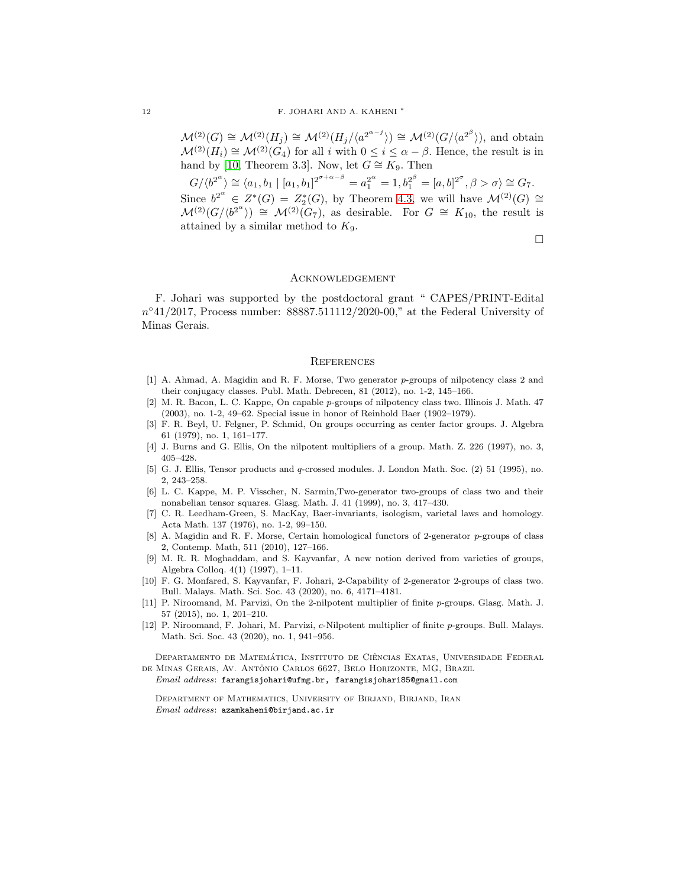$\mathcal{M}^{(2)}(G) \cong \mathcal{M}^{(2)}(H_j) \cong \mathcal{M}^{(2)}(H_j/\langle a^{2^{\alpha-j}}\rangle) \cong \mathcal{M}^{(2)}(G/\langle a^{2^{\beta}}\rangle)$, and obtain $\mathcal{M}^{(2)}(H_i) \cong \mathcal{M}^{(2)}(G_4)$ for all $i$ with $0 \leq i \leq \alpha - \beta$. Hence, the result is in hand by [10, Theorem 3.3]. Now, let $G \cong K_9$. Then

$$G/\langle b^{2^{\alpha}}\rangle \cong \langle a_1, b_1 \mid [a_1, b_1]^{2^{\sigma+\alpha-\beta}} = a_1^{2^{\alpha}} = 1, b_1^{2^{\beta}} = [a, b]^{2^{\sigma}}, \beta > \sigma\rangle \cong G_7.$$

Since $b^{2^{\alpha}} \in Z^*(G) = Z_2^*(G)$, by Theorem 4.3, we will have $\mathcal{M}^{(2)}(G) \cong \mathcal{M}^{(2)}(G/\langle b^{2^{\alpha}}\rangle) \cong \mathcal{M}^{(2)}(G_7)$, as desirable. For $G \cong K_{10}$, the result is attained by a similar method to $K_9$.

□

## Acknowledgement

F. Johari was supported by the postdoctoral grant " CAPES/PRINT-Edital $n°41/2017$, Process number: 88887.511112/2020-00," at the Federal University of Minas Gerais.

## References

[1] A. Ahmad, A. Magidin and R. F. Morse, Two generator $p$-groups of nilpotency class 2 and their conjugacy classes. Publ. Math. Debrecen, 81 (2012), no. 1-2, 145–166.

[2] M. R. Bacon, L. C. Kappe, On capable $p$-groups of nilpotency class two. Illinois J. Math. 47 (2003), no. 1-2, 49–62. Special issue in honor of Reinhold Baer (1902–1979).

[3] F. R. Beyl, U. Felgner, P. Schmid, On groups occurring as center factor groups. J. Algebra 61 (1979), no. 1, 161–177.

[4] J. Burns and G. Ellis, On the nilpotent multipliers of a group. Math. Z. 226 (1997), no. 3, 405–428.

[5] G. J. Ellis, Tensor products and $q$-crossed modules. J. London Math. Soc. (2) 51 (1995), no. 2, 243–258.

[6] L. C. Kappe, M. P. Visscher, N. Sarmin,Two-generator two-groups of class two and their nonabelian tensor squares. Glasg. Math. J. 41 (1999), no. 3, 417–430.

[7] C. R. Leedham-Green, S. MacKay, Baer-invariants, isologism, varietal laws and homology. Acta Math. 137 (1976), no. 1-2, 99–150.

[8] A. Magidin and R. F. Morse, Certain homological functors of 2-generator $p$-groups of class 2, Contemp. Math, 511 (2010), 127–166.

[9] M. R. R. Moghaddam, and S. Kayvanfar, A new notion derived from varieties of groups, Algebra Colloq. 4(1) (1997), 1–11.

[10] F. G. Monfared, S. Kayvanfar, F. Johari, 2-Capability of 2-generator 2-groups of class two. Bull. Malays. Math. Sci. Soc. 43 (2020), no. 6, 4171–4181.

[11] P. Niroomand, M. Parvizi, On the 2-nilpotent multiplier of finite $p$-groups. Glasg. Math. J. 57 (2015), no. 1, 201–210.

[12] P. Niroomand, F. Johari, M. Parvizi, $c$-Nilpotent multiplier of finite $p$-groups. Bull. Malays. Math. Sci. Soc. 43 (2020), no. 1, 941–956.

Departamento de Matemática, Instituto de Ciências Exatas, Universidade Federal de Minas Gerais, Av. Antônio Carlos 6627, Belo Horizonte, MG, Brazil
*Email address*: farangisjohari@ufmg.br, farangisjohari85@gmail.com

Department of Mathematics, University of Birjand, Birjand, Iran
*Email address*: azamkaheni@birjand.ac.ir